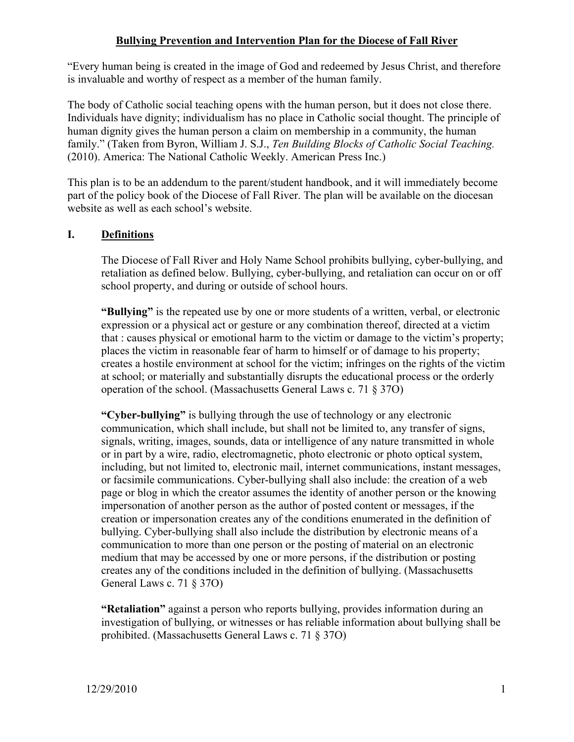# Bullying Prevention and Intervention Plan for the Diocese of Fall River

"Every human being is created in the image of God and redeemed by Jesus Christ, and therefore is invaluable and worthy of respect as a member of the human family.

The body of Catholic social teaching opens with the human person, but it does not close there. Individuals have dignity; individualism has no place in Catholic social thought. The principle of human dignity gives the human person a claim on membership in a community, the human family." (Taken from Byron, William J. S.J., *Ten Building Blocks of Catholic Social Teaching.* (2010). America: The National Catholic Weekly. American Press Inc.)

This plan is to be an addendum to the parent/student handbook, and it will immediately become part of the policy book of the Diocese of Fall River. The plan will be available on the diocesan website as well as each school's website.

## I. Definitions

The Diocese of Fall River and Holy Name School prohibits bullying, cyber-bullying, and retaliation as defined below. Bullying, cyber-bullying, and retaliation can occur on or off school property, and during or outside of school hours.

**"Bullying"** is the repeated use by one or more students of a written, verbal, or electronic expression or a physical act or gesture or any combination thereof, directed at a victim that : causes physical or emotional harm to the victim or damage to the victim's property; places the victim in reasonable fear of harm to himself or of damage to his property; creates a hostile environment at school for the victim; infringes on the rights of the victim at school; or materially and substantially disrupts the educational process or the orderly operation of the school. (Massachusetts General Laws c. 71 § 37O)

**"Cyber-bullying"** is bullying through the use of technology or any electronic communication, which shall include, but shall not be limited to, any transfer of signs, signals, writing, images, sounds, data or intelligence of any nature transmitted in whole or in part by a wire, radio, electromagnetic, photo electronic or photo optical system, including, but not limited to, electronic mail, internet communications, instant messages, or facsimile communications. Cyber-bullying shall also include: the creation of a web page or blog in which the creator assumes the identity of another person or the knowing impersonation of another person as the author of posted content or messages, if the creation or impersonation creates any of the conditions enumerated in the definition of bullying. Cyber-bullying shall also include the distribution by electronic means of a communication to more than one person or the posting of material on an electronic medium that may be accessed by one or more persons, if the distribution or posting creates any of the conditions included in the definition of bullying. (Massachusetts General Laws c. 71 § 37O)

**"Retaliation"** against a person who reports bullying, provides information during an investigation of bullying, or witnesses or has reliable information about bullying shall be prohibited. (Massachusetts General Laws c. 71 § 37O)

12/29/2010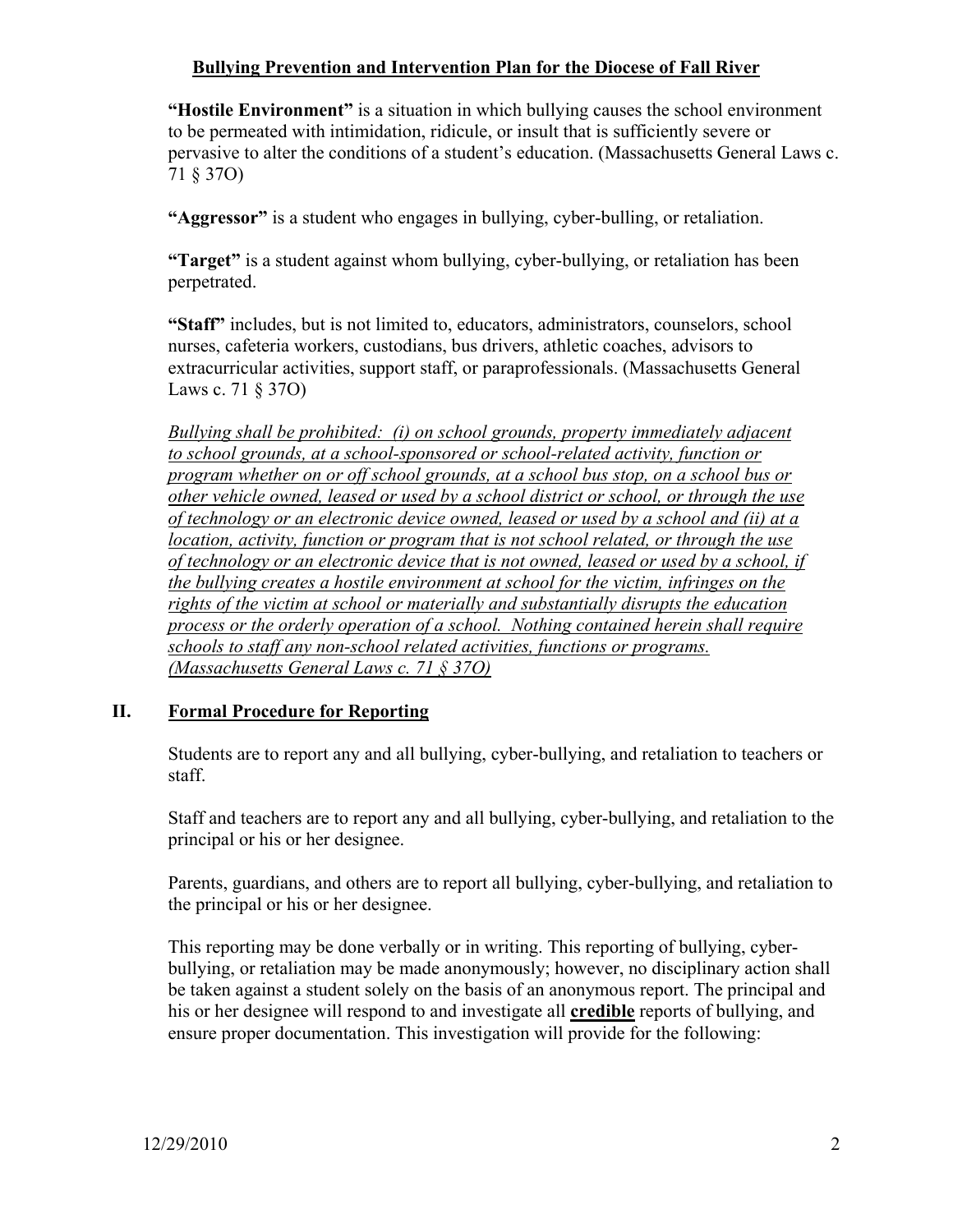**"Hostile Environment"** is a situation in which bullying causes the school environment to be permeated with intimidation, ridicule, or insult that is sufficiently severe or pervasive to alter the conditions of a student's education. (Massachusetts General Laws c. 71 § 37O)

**"Aggressor"** is a student who engages in bullying, cyber-bulling, or retaliation.

**"Target"** is a student against whom bullying, cyber-bullying, or retaliation has been perpetrated.

**"Staff"** includes, but is not limited to, educators, administrators, counselors, school nurses, cafeteria workers, custodians, bus drivers, athletic coaches, advisors to extracurricular activities, support staff, or paraprofessionals. (Massachusetts General Laws c. 71 § 37O)

<u>*Bullying shall be prohibited: (i) on school grounds, property immediately adjacent to school grounds, at a school-sponsored or school-related activity, function or program whether on or off school grounds, at a school bus stop, on a school bus or other vehicle owned, leased or used by a school district or school, or through the use of technology or an electronic device owned, leased or used by a school and (ii) at a location, activity, function or program that is not school related, or through the use of technology or an electronic device that is not owned, leased or used by a school, if the bullying creates a hostile environment at school for the victim, infringes on the rights of the victim at school or materially and substantially disrupts the education process or the orderly operation of a school. Nothing contained herein shall require schools to staff any non-school related activities, functions or programs. (Massachusetts General Laws c. 71 § 37O)*</u>

## II. <u>Formal Procedure for Reporting</u>

Students are to report any and all bullying, cyber-bullying, and retaliation to teachers or staff.

Staff and teachers are to report any and all bullying, cyber-bullying, and retaliation to the principal or his or her designee.

Parents, guardians, and others are to report all bullying, cyber-bullying, and retaliation to the principal or his or her designee.

This reporting may be done verbally or in writing. This reporting of bullying, cyber-bullying, or retaliation may be made anonymously; however, no disciplinary action shall be taken against a student solely on the basis of an anonymous report. The principal and his or her designee will respond to and investigate all <u>**credible**</u> reports of bullying, and ensure proper documentation. This investigation will provide for the following: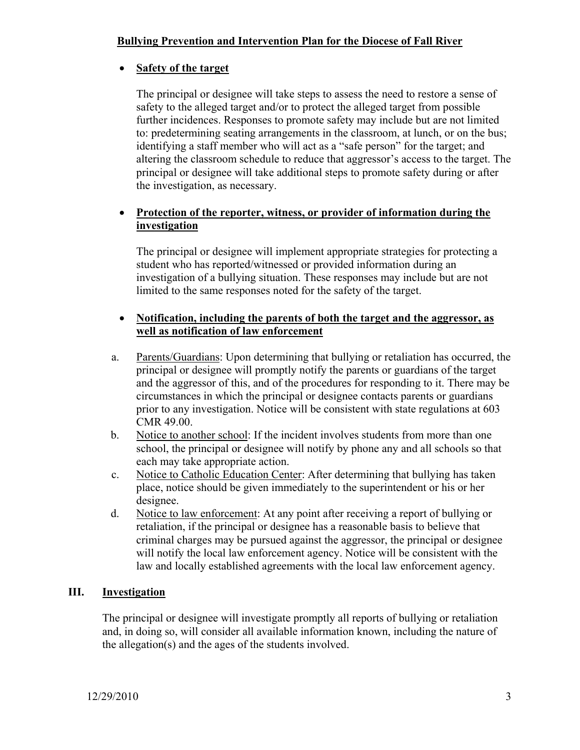- **Safety of the target**

  The principal or designee will take steps to assess the need to restore a sense of safety to the alleged target and/or to protect the alleged target from possible further incidences. Responses to promote safety may include but are not limited to: predetermining seating arrangements in the classroom, at lunch, or on the bus; identifying a staff member who will act as a "safe person" for the target; and altering the classroom schedule to reduce that aggressor's access to the target. The principal or designee will take additional steps to promote safety during or after the investigation, as necessary.

- **Protection of the reporter, witness, or provider of information during the investigation**

  The principal or designee will implement appropriate strategies for protecting a student who has reported/witnessed or provided information during an investigation of a bullying situation. These responses may include but are not limited to the same responses noted for the safety of the target.

- **Notification, including the parents of both the target and the aggressor, as well as notification of law enforcement**

  a. Parents/Guardians: Upon determining that bullying or retaliation has occurred, the principal or designee will promptly notify the parents or guardians of the target and the aggressor of this, and of the procedures for responding to it. There may be circumstances in which the principal or designee contacts parents or guardians prior to any investigation. Notice will be consistent with state regulations at 603 CMR 49.00.
  b. Notice to another school: If the incident involves students from more than one school, the principal or designee will notify by phone any and all schools so that each may take appropriate action.
  c. Notice to Catholic Education Center: After determining that bullying has taken place, notice should be given immediately to the superintendent or his or her designee.
  d. Notice to law enforcement: At any point after receiving a report of bullying or retaliation, if the principal or designee has a reasonable basis to believe that criminal charges may be pursued against the aggressor, the principal or designee will notify the local law enforcement agency. Notice will be consistent with the law and locally established agreements with the local law enforcement agency.

## III. Investigation

The principal or designee will investigate promptly all reports of bullying or retaliation and, in doing so, will consider all available information known, including the nature of the allegation(s) and the ages of the students involved.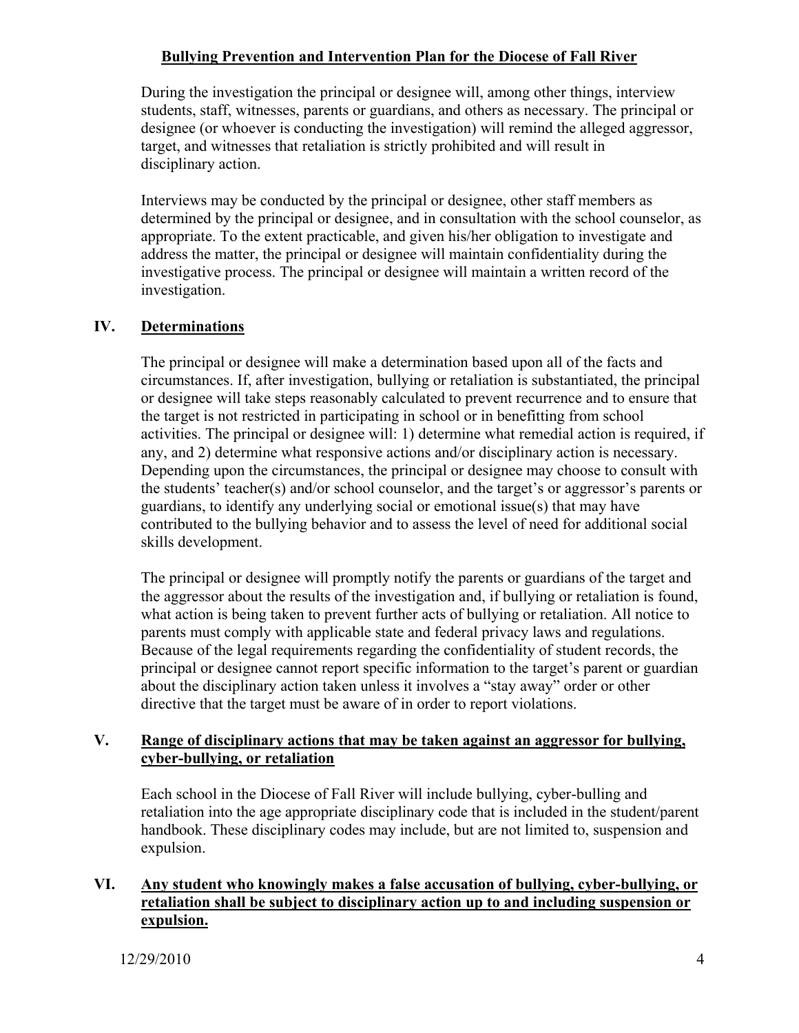During the investigation the principal or designee will, among other things, interview students, staff, witnesses, parents or guardians, and others as necessary. The principal or designee (or whoever is conducting the investigation) will remind the alleged aggressor, target, and witnesses that retaliation is strictly prohibited and will result in disciplinary action.

Interviews may be conducted by the principal or designee, other staff members as determined by the principal or designee, and in consultation with the school counselor, as appropriate. To the extent practicable, and given his/her obligation to investigate and address the matter, the principal or designee will maintain confidentiality during the investigative process. The principal or designee will maintain a written record of the investigation.

## IV. Determinations

The principal or designee will make a determination based upon all of the facts and circumstances. If, after investigation, bullying or retaliation is substantiated, the principal or designee will take steps reasonably calculated to prevent recurrence and to ensure that the target is not restricted in participating in school or in benefitting from school activities. The principal or designee will: 1) determine what remedial action is required, if any, and 2) determine what responsive actions and/or disciplinary action is necessary. Depending upon the circumstances, the principal or designee may choose to consult with the students' teacher(s) and/or school counselor, and the target's or aggressor's parents or guardians, to identify any underlying social or emotional issue(s) that may have contributed to the bullying behavior and to assess the level of need for additional social skills development.

The principal or designee will promptly notify the parents or guardians of the target and the aggressor about the results of the investigation and, if bullying or retaliation is found, what action is being taken to prevent further acts of bullying or retaliation. All notice to parents must comply with applicable state and federal privacy laws and regulations. Because of the legal requirements regarding the confidentiality of student records, the principal or designee cannot report specific information to the target's parent or guardian about the disciplinary action taken unless it involves a "stay away" order or other directive that the target must be aware of in order to report violations.

## V. Range of disciplinary actions that may be taken against an aggressor for bullying, cyber-bullying, or retaliation

Each school in the Diocese of Fall River will include bullying, cyber-bulling and retaliation into the age appropriate disciplinary code that is included in the student/parent handbook. These disciplinary codes may include, but are not limited to, suspension and expulsion.

## VI. Any student who knowingly makes a false accusation of bullying, cyber-bullying, or retaliation shall be subject to disciplinary action up to and including suspension or expulsion.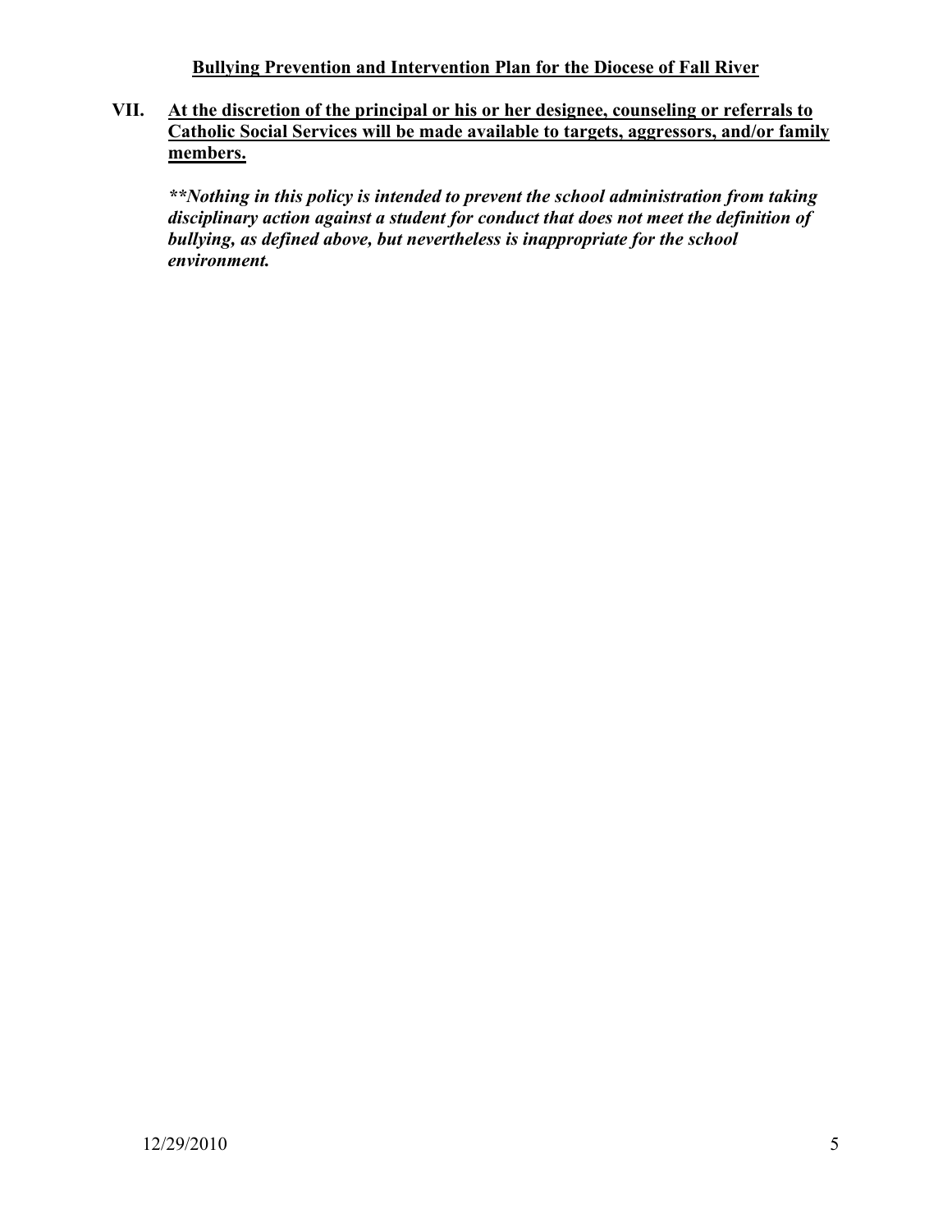**VII. At the discretion of the principal or his or her designee, counseling or referrals to Catholic Social Services will be made available to targets, aggressors, and/or family members.**

***\*\*Nothing in this policy is intended to prevent the school administration from taking disciplinary action against a student for conduct that does not meet the definition of bullying, as defined above, but nevertheless is inappropriate for the school environment.***

12/29/2010